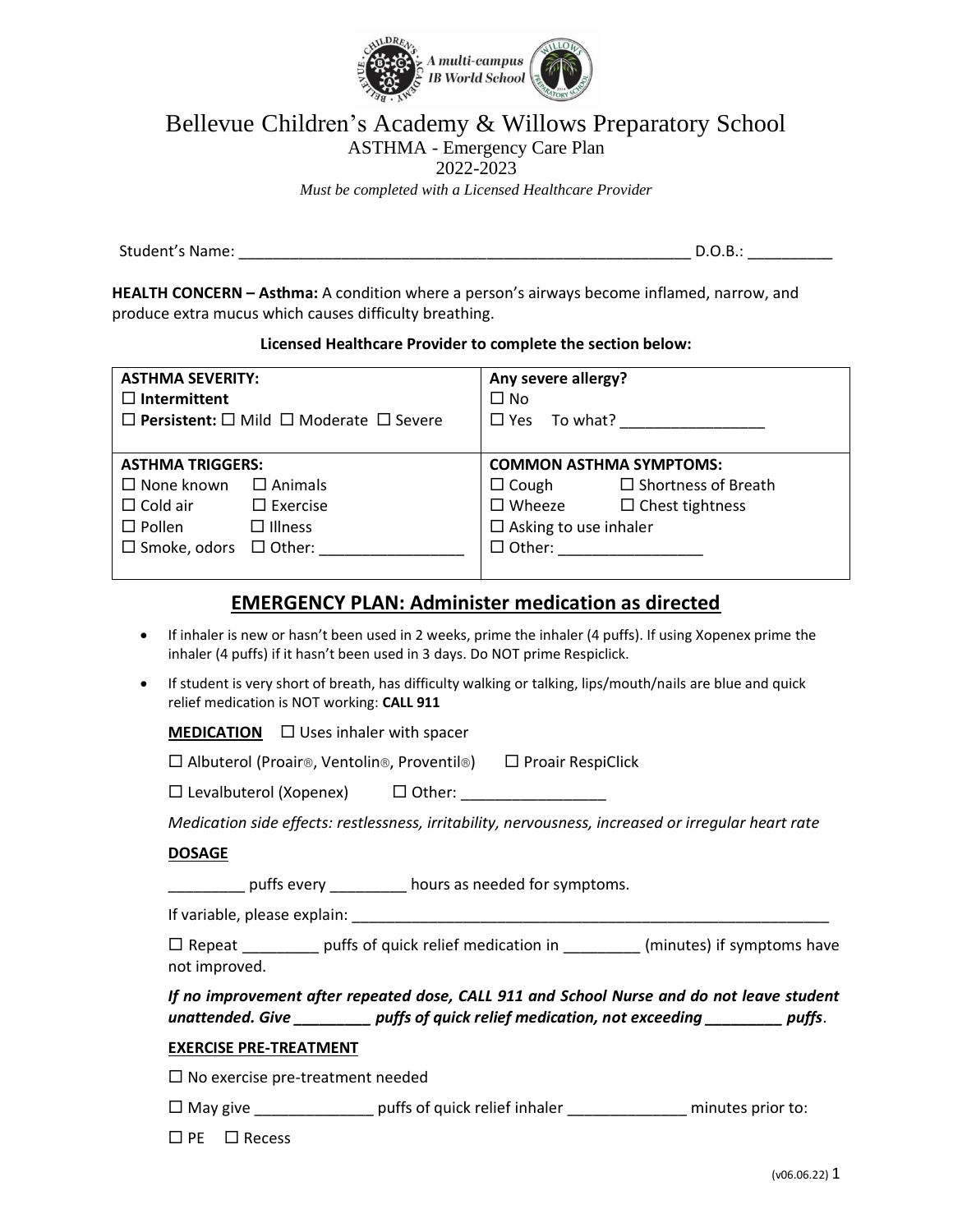# Bellevue Children's Academy & Willows Preparatory School

ASTHMA - Emergency Care Plan

2022-2023

*Must be completed with a Licensed Healthcare Provider*

Student's Name: ______________________________________________________ D.O.B.: __________

**HEALTH CONCERN – Asthma:** A condition where a person's airways become inflamed, narrow, and produce extra mucus which causes difficulty breathing.

**Licensed Healthcare Provider to complete the section below:**

| | |
|---|---|
| **ASTHMA SEVERITY:**<br>☐ **Intermittent**<br>☐ **Persistent:** ☐ Mild ☐ Moderate ☐ Severe | **Any severe allergy?**<br>☐ No<br>☐ Yes To what? _________________ |
| **ASTHMA TRIGGERS:**<br>☐ None known ☐ Animals<br>☐ Cold air ☐ Exercise<br>☐ Pollen ☐ Illness<br>☐ Smoke, odors ☐ Other: _________________ | **COMMON ASTHMA SYMPTOMS:**<br>☐ Cough ☐ Shortness of Breath<br>☐ Wheeze ☐ Chest tightness<br>☐ Asking to use inhaler<br>☐ Other: _________________ |

## EMERGENCY PLAN: Administer medication as directed

- If inhaler is new or hasn't been used in 2 weeks, prime the inhaler (4 puffs). If using Xopenex prime the inhaler (4 puffs) if it hasn't been used in 3 days. Do NOT prime Respiclick.
- If student is very short of breath, has difficulty walking or talking, lips/mouth/nails are blue and quick relief medication is NOT working: **CALL 911**

**MEDICATION** ☐ Uses inhaler with spacer

☐ Albuterol (Proair®, Ventolin®, Proventil®) ☐ Proair RespiClick

☐ Levalbuterol (Xopenex) ☐ Other: _________________

*Medication side effects: restlessness, irritability, nervousness, increased or irregular heart rate*

**DOSAGE**

_________ puffs every _________ hours as needed for symptoms.

If variable, please explain: ___________________________________________________________

☐ Repeat _________ puffs of quick relief medication in _________ (minutes) if symptoms have not improved.

***If no improvement after repeated dose, CALL 911 and School Nurse and do not leave student unattended. Give _________ puffs of quick relief medication, not exceeding _________ puffs*.**

**EXERCISE PRE-TREATMENT**

☐ No exercise pre-treatment needed

☐ May give ______________ puffs of quick relief inhaler ______________ minutes prior to:

☐ PE ☐ Recess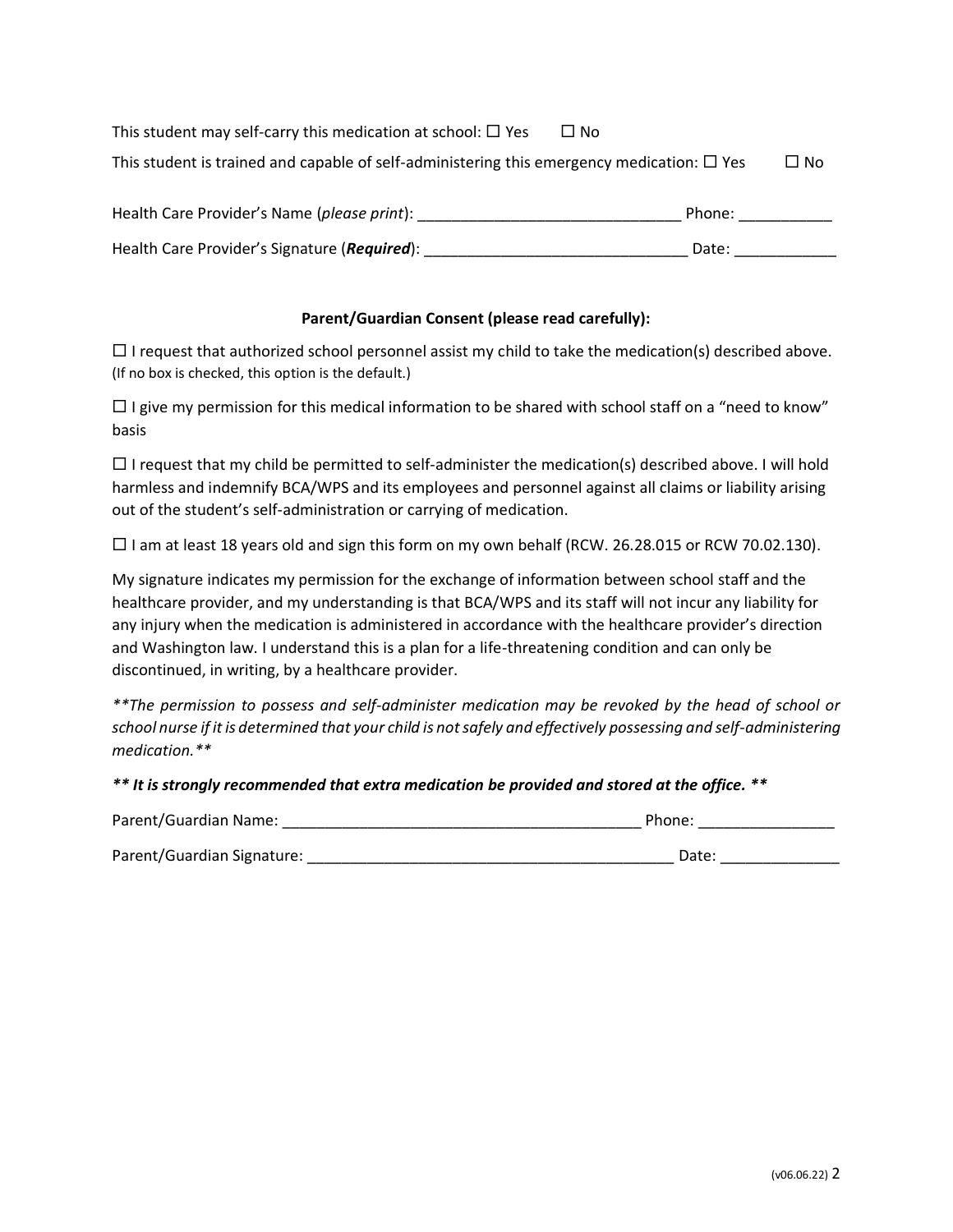This student may self-carry this medication at school: ☐ Yes ☐ No

This student is trained and capable of self-administering this emergency medication: ☐ Yes ☐ No

Health Care Provider's Name (*please print*): _______________________________ Phone: ___________

Health Care Provider's Signature (***Required***): _______________________________ Date: ____________

**Parent/Guardian Consent (please read carefully):**

☐ I request that authorized school personnel assist my child to take the medication(s) described above. (If no box is checked, this option is the default.)

☐ I give my permission for this medical information to be shared with school staff on a "need to know" basis

☐ I request that my child be permitted to self-administer the medication(s) described above. I will hold harmless and indemnify BCA/WPS and its employees and personnel against all claims or liability arising out of the student's self-administration or carrying of medication.

☐ I am at least 18 years old and sign this form on my own behalf (RCW. 26.28.015 or RCW 70.02.130).

My signature indicates my permission for the exchange of information between school staff and the healthcare provider, and my understanding is that BCA/WPS and its staff will not incur any liability for any injury when the medication is administered in accordance with the healthcare provider's direction and Washington law. I understand this is a plan for a life-threatening condition and can only be discontinued, in writing, by a healthcare provider.

*\*\*The permission to possess and self-administer medication may be revoked by the head of school or school nurse if it is determined that your child is not safely and effectively possessing and self-administering medication.\*\**

***\*\* It is strongly recommended that extra medication be provided and stored at the office. \*\****

Parent/Guardian Name: ___________________________________________ Phone: ________________

Parent/Guardian Signature: ____________________________________________ Date: ______________

(v06.06.22)